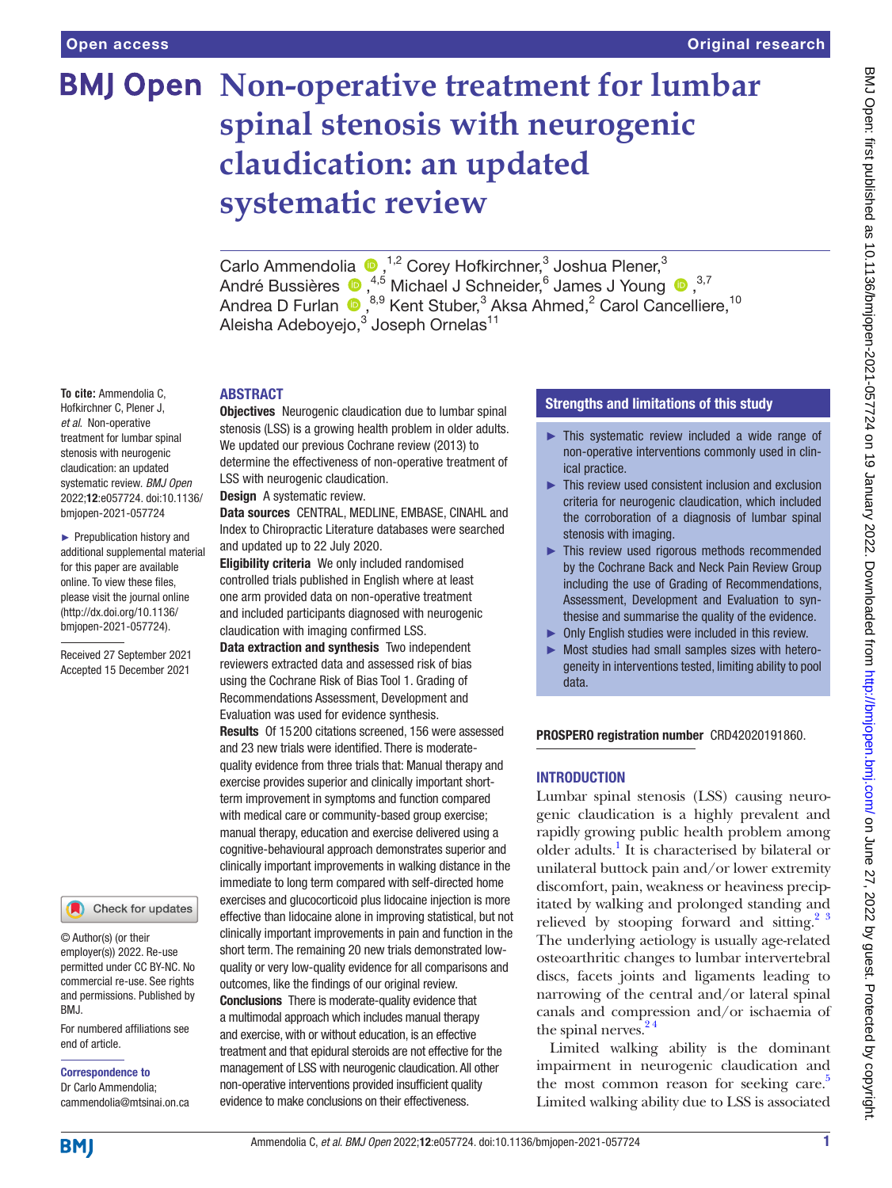# Non-operative treatment for lumbar spinal stenosis with neurogenic claudication: an updated systematic review

Carlo Ammendolia ,[1,2] Corey Hofkirchner,[3] Joshua Plener,[3] André Bussières ,[4,5] Michael J Schneider,[6] James J Young ,[3,7] Andrea D Furlan ,[8,9] Kent Stuber,[3] Aksa Ahmed,[2] Carol Cancelliere,[10] Aleisha Adeboyejo,[3] Joseph Ornelas[11]

**To cite:** Ammendolia C, Hofkirchner C, Plener J, *et al*. Non-operative treatment for lumbar spinal stenosis with neurogenic claudication: an updated systematic review. *BMJ Open* 2022;**12**:e057724. doi:10.1136/bmjopen-2021-057724

► Prepublication history and additional supplemental material for this paper are available online. To view these files, please visit the journal online (http://dx.doi.org/10.1136/bmjopen-2021-057724).

Received 27 September 2021
Accepted 15 December 2021

© Author(s) (or their employer(s)) 2022. Re-use permitted under CC BY-NC. No commercial re-use. See rights and permissions. Published by BMJ.

For numbered affiliations see end of article.

**Correspondence to**
Dr Carlo Ammendolia; cammendolia@mtsinai.on.ca

## ABSTRACT

**Objectives** Neurogenic claudication due to lumbar spinal stenosis (LSS) is a growing health problem in older adults. We updated our previous Cochrane review (2013) to determine the effectiveness of non-operative treatment of LSS with neurogenic claudication.

**Design** A systematic review.

**Data sources** CENTRAL, MEDLINE, EMBASE, CINAHL and Index to Chiropractic Literature databases were searched and updated up to 22 July 2020.

**Eligibility criteria** We only included randomised controlled trials published in English where at least one arm provided data on non-operative treatment and included participants diagnosed with neurogenic claudication with imaging confirmed LSS.

**Data extraction and synthesis** Two independent reviewers extracted data and assessed risk of bias using the Cochrane Risk of Bias Tool 1. Grading of Recommendations Assessment, Development and Evaluation was used for evidence synthesis.

**Results** Of 15 200 citations screened, 156 were assessed and 23 new trials were identified. There is moderate-quality evidence from three trials that: Manual therapy and exercise provides superior and clinically important short-term improvement in symptoms and function compared with medical care or community-based group exercise; manual therapy, education and exercise delivered using a cognitive-behavioural approach demonstrates superior and clinically important improvements in walking distance in the immediate to long term compared with self-directed home exercises and glucocorticoid plus lidocaine injection is more effective than lidocaine alone in improving statistical, but not clinically important improvements in pain and function in the short term. The remaining 20 new trials demonstrated low-quality or very low-quality evidence for all comparisons and outcomes, like the findings of our original review.

**Conclusions** There is moderate-quality evidence that a multimodal approach which includes manual therapy and exercise, with or without education, is an effective treatment and that epidural steroids are not effective for the management of LSS with neurogenic claudication. All other non-operative interventions provided insufficient quality evidence to make conclusions on their effectiveness.

## Strengths and limitations of this study

- ► This systematic review included a wide range of non-operative interventions commonly used in clinical practice.
- ► This review used consistent inclusion and exclusion criteria for neurogenic claudication, which included the corroboration of a diagnosis of lumbar spinal stenosis with imaging.
- ► This review used rigorous methods recommended by the Cochrane Back and Neck Pain Review Group including the use of Grading of Recommendations, Assessment, Development and Evaluation to synthesise and summarise the quality of the evidence.
- ► Only English studies were included in this review.
- ► Most studies had small samples sizes with heterogeneity in interventions tested, limiting ability to pool data.

**PROSPERO registration number** CRD42020191860.

## INTRODUCTION

Lumbar spinal stenosis (LSS) causing neurogenic claudication is a highly prevalent and rapidly growing public health problem among older adults.[1] It is characterised by bilateral or unilateral buttock pain and/or lower extremity discomfort, pain, weakness or heaviness precipitated by walking and prolonged standing and relieved by stooping forward and sitting.[2,3] The underlying aetiology is usually age-related osteoarthritic changes to lumbar intervertebral discs, facets joints and ligaments leading to narrowing of the central and/or lateral spinal canals and compression and/or ischaemia of the spinal nerves.[2,4]

Limited walking ability is the dominant impairment in neurogenic claudication and the most common reason for seeking care.[5] Limited walking ability due to LSS is associated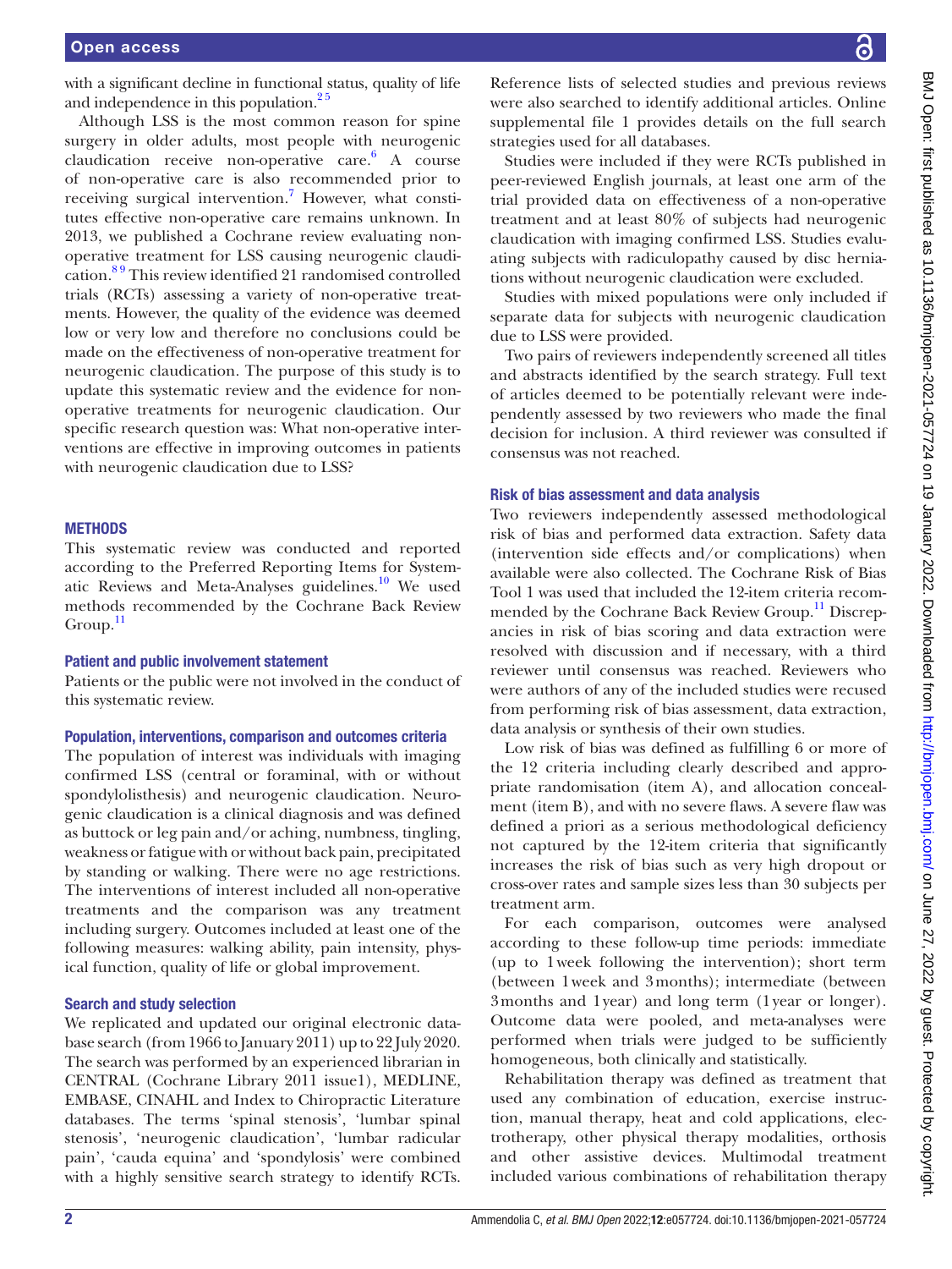with a significant decline in functional status, quality of life and independence in this population.[2 5]

Although LSS is the most common reason for spine surgery in older adults, most people with neurogenic claudication receive non-operative care.[6] A course of non-operative care is also recommended prior to receiving surgical intervention.[7] However, what constitutes effective non-operative care remains unknown. In 2013, we published a Cochrane review evaluating non-operative treatment for LSS causing neurogenic claudication.[8 9] This review identified 21 randomised controlled trials (RCTs) assessing a variety of non-operative treatments. However, the quality of the evidence was deemed low or very low and therefore no conclusions could be made on the effectiveness of non-operative treatment for neurogenic claudication. The purpose of this study is to update this systematic review and the evidence for non-operative treatments for neurogenic claudication. Our specific research question was: What non-operative interventions are effective in improving outcomes in patients with neurogenic claudication due to LSS?

## METHODS

This systematic review was conducted and reported according to the Preferred Reporting Items for Systematic Reviews and Meta-Analyses guidelines.[10] We used methods recommended by the Cochrane Back Review Group.[11]

### Patient and public involvement statement

Patients or the public were not involved in the conduct of this systematic review.

### Population, interventions, comparison and outcomes criteria

The population of interest was individuals with imaging confirmed LSS (central or foraminal, with or without spondylolisthesis) and neurogenic claudication. Neurogenic claudication is a clinical diagnosis and was defined as buttock or leg pain and/or aching, numbness, tingling, weakness or fatigue with or without back pain, precipitated by standing or walking. There were no age restrictions. The interventions of interest included all non-operative treatments and the comparison was any treatment including surgery. Outcomes included at least one of the following measures: walking ability, pain intensity, physical function, quality of life or global improvement.

### Search and study selection

We replicated and updated our original electronic database search (from 1966 to January 2011) up to 22 July 2020. The search was performed by an experienced librarian in CENTRAL (Cochrane Library 2011 issue1), MEDLINE, EMBASE, CINAHL and Index to Chiropractic Literature databases. The terms 'spinal stenosis', 'lumbar spinal stenosis', 'neurogenic claudication', 'lumbar radicular pain', 'cauda equina' and 'spondylosis' were combined with a highly sensitive search strategy to identify RCTs. Reference lists of selected studies and previous reviews were also searched to identify additional articles. Online supplemental file 1 provides details on the full search strategies used for all databases.

Studies were included if they were RCTs published in peer-reviewed English journals, at least one arm of the trial provided data on effectiveness of a non-operative treatment and at least 80% of subjects had neurogenic claudication with imaging confirmed LSS. Studies evaluating subjects with radiculopathy caused by disc herniations without neurogenic claudication were excluded.

Studies with mixed populations were only included if separate data for subjects with neurogenic claudication due to LSS were provided.

Two pairs of reviewers independently screened all titles and abstracts identified by the search strategy. Full text of articles deemed to be potentially relevant were independently assessed by two reviewers who made the final decision for inclusion. A third reviewer was consulted if consensus was not reached.

### Risk of bias assessment and data analysis

Two reviewers independently assessed methodological risk of bias and performed data extraction. Safety data (intervention side effects and/or complications) when available were also collected. The Cochrane Risk of Bias Tool 1 was used that included the 12-item criteria recommended by the Cochrane Back Review Group.[11] Discrepancies in risk of bias scoring and data extraction were resolved with discussion and if necessary, with a third reviewer until consensus was reached. Reviewers who were authors of any of the included studies were recused from performing risk of bias assessment, data extraction, data analysis or synthesis of their own studies.

Low risk of bias was defined as fulfilling 6 or more of the 12 criteria including clearly described and appropriate randomisation (item A), and allocation concealment (item B), and with no severe flaws. A severe flaw was defined a priori as a serious methodological deficiency not captured by the 12-item criteria that significantly increases the risk of bias such as very high dropout or cross-over rates and sample sizes less than 30 subjects per treatment arm.

For each comparison, outcomes were analysed according to these follow-up time periods: immediate (up to 1 week following the intervention); short term (between 1 week and 3 months); intermediate (between 3 months and 1 year) and long term (1 year or longer). Outcome data were pooled, and meta-analyses were performed when trials were judged to be sufficiently homogeneous, both clinically and statistically.

Rehabilitation therapy was defined as treatment that used any combination of education, exercise instruction, manual therapy, heat and cold applications, electrotherapy, other physical therapy modalities, orthosis and other assistive devices. Multimodal treatment included various combinations of rehabilitation therapy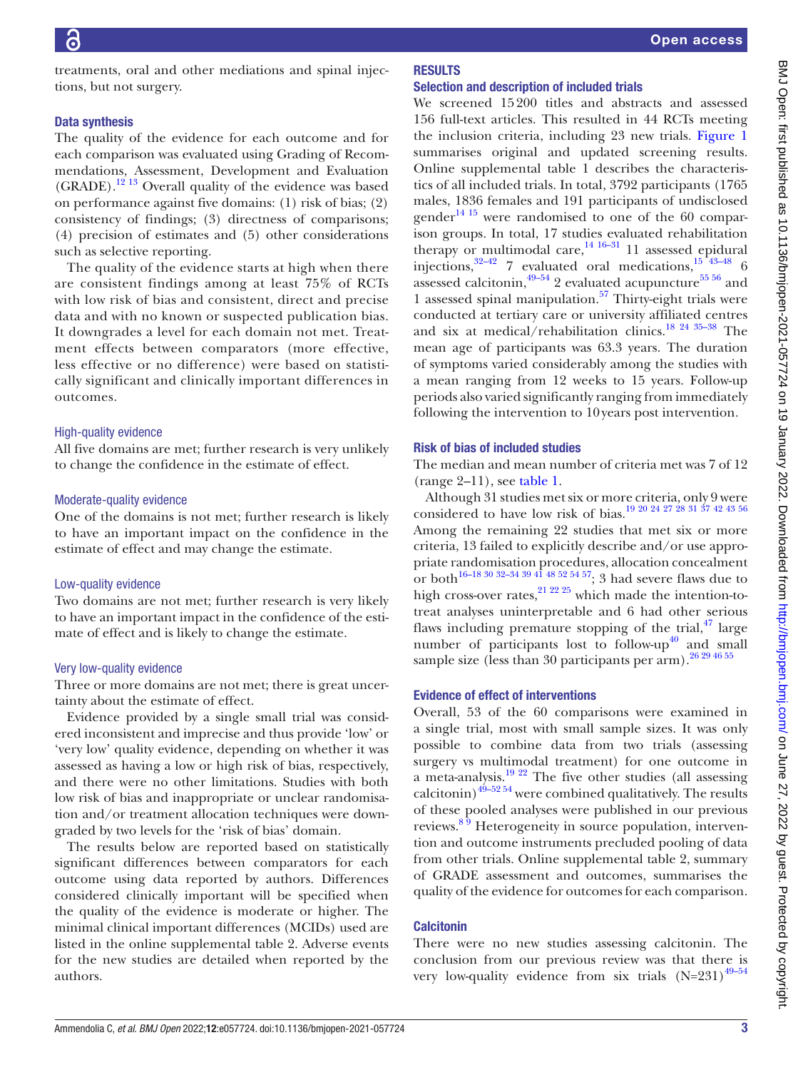treatments, oral and other mediations and spinal injections, but not surgery.

### Data synthesis

The quality of the evidence for each outcome and for each comparison was evaluated using Grading of Recommendations, Assessment, Development and Evaluation (GRADE).[12,13] Overall quality of the evidence was based on performance against five domains: (1) risk of bias; (2) consistency of findings; (3) directness of comparisons; (4) precision of estimates and (5) other considerations such as selective reporting.

The quality of the evidence starts at high when there are consistent findings among at least 75% of RCTs with low risk of bias and consistent, direct and precise data and with no known or suspected publication bias. It downgrades a level for each domain not met. Treatment effects between comparators (more effective, less effective or no difference) were based on statistically significant and clinically important differences in outcomes.

#### High-quality evidence

All five domains are met; further research is very unlikely to change the confidence in the estimate of effect.

#### Moderate-quality evidence

One of the domains is not met; further research is likely to have an important impact on the confidence in the estimate of effect and may change the estimate.

#### Low-quality evidence

Two domains are not met; further research is very likely to have an important impact in the confidence of the estimate of effect and is likely to change the estimate.

#### Very low-quality evidence

Three or more domains are not met; there is great uncertainty about the estimate of effect.

Evidence provided by a single small trial was considered inconsistent and imprecise and thus provide 'low' or 'very low' quality evidence, depending on whether it was assessed as having a low or high risk of bias, respectively, and there were no other limitations. Studies with both low risk of bias and inappropriate or unclear randomisation and/or treatment allocation techniques were downgraded by two levels for the 'risk of bias' domain.

The results below are reported based on statistically significant differences between comparators for each outcome using data reported by authors. Differences considered clinically important will be specified when the quality of the evidence is moderate or higher. The minimal clinical important differences (MCIDs) used are listed in the online supplemental table 2. Adverse events for the new studies are detailed when reported by the authors.

## RESULTS

### Selection and description of included trials

We screened 15200 titles and abstracts and assessed 156 full-text articles. This resulted in 44 RCTs meeting the inclusion criteria, including 23 new trials. Figure 1 summarises original and updated screening results. Online supplemental table 1 describes the characteristics of all included trials. In total, 3792 participants (1765 males, 1836 females and 191 participants of undisclosed gender[14,15] were randomised to one of the 60 comparison groups. In total, 17 studies evaluated rehabilitation therapy or multimodal care,[14,16–31] 11 assessed epidural injections,[32–42] 7 evaluated oral medications,[15,43–48] 6 assessed calcitonin,[49–54] 2 evaluated acupuncture[55,56] and 1 assessed spinal manipulation.[57] Thirty-eight trials were conducted at tertiary care or university affiliated centres and six at medical/rehabilitation clinics.[18,24,35–38] The mean age of participants was 63.3 years. The duration of symptoms varied considerably among the studies with a mean ranging from 12 weeks to 15 years. Follow-up periods also varied significantly ranging from immediately following the intervention to 10 years post intervention.

### Risk of bias of included studies

The median and mean number of criteria met was 7 of 12 (range 2–11), see table 1.

Although 31 studies met six or more criteria, only 9 were considered to have low risk of bias.[19,20,24,27,28,31,37,42,43,56] Among the remaining 22 studies that met six or more criteria, 13 failed to explicitly describe and/or use appropriate randomisation procedures, allocation concealment or both[16–18,30,32–34,39,41,48,52,54,57]; 3 had severe flaws due to high cross-over rates,[21,22,25] which made the intention-to-treat analyses uninterpretable and 6 had other serious flaws including premature stopping of the trial,[47] large number of participants lost to follow-up[40] and small sample size (less than 30 participants per arm).[26,29,46,55]

### Evidence of effect of interventions

Overall, 53 of the 60 comparisons were examined in a single trial, most with small sample sizes. It was only possible to combine data from two trials (assessing surgery vs multimodal treatment) for one outcome in a meta-analysis.[19,22] The five other studies (all assessing calcitonin)[49–52,54] were combined qualitatively. The results of these pooled analyses were published in our previous reviews.[8,9] Heterogeneity in source population, intervention and outcome instruments precluded pooling of data from other trials. Online supplemental table 2, summary of GRADE assessment and outcomes, summarises the quality of the evidence for outcomes for each comparison.

### Calcitonin

There were no new studies assessing calcitonin. The conclusion from our previous review was that there is very low-quality evidence from six trials (N=231)[49–54]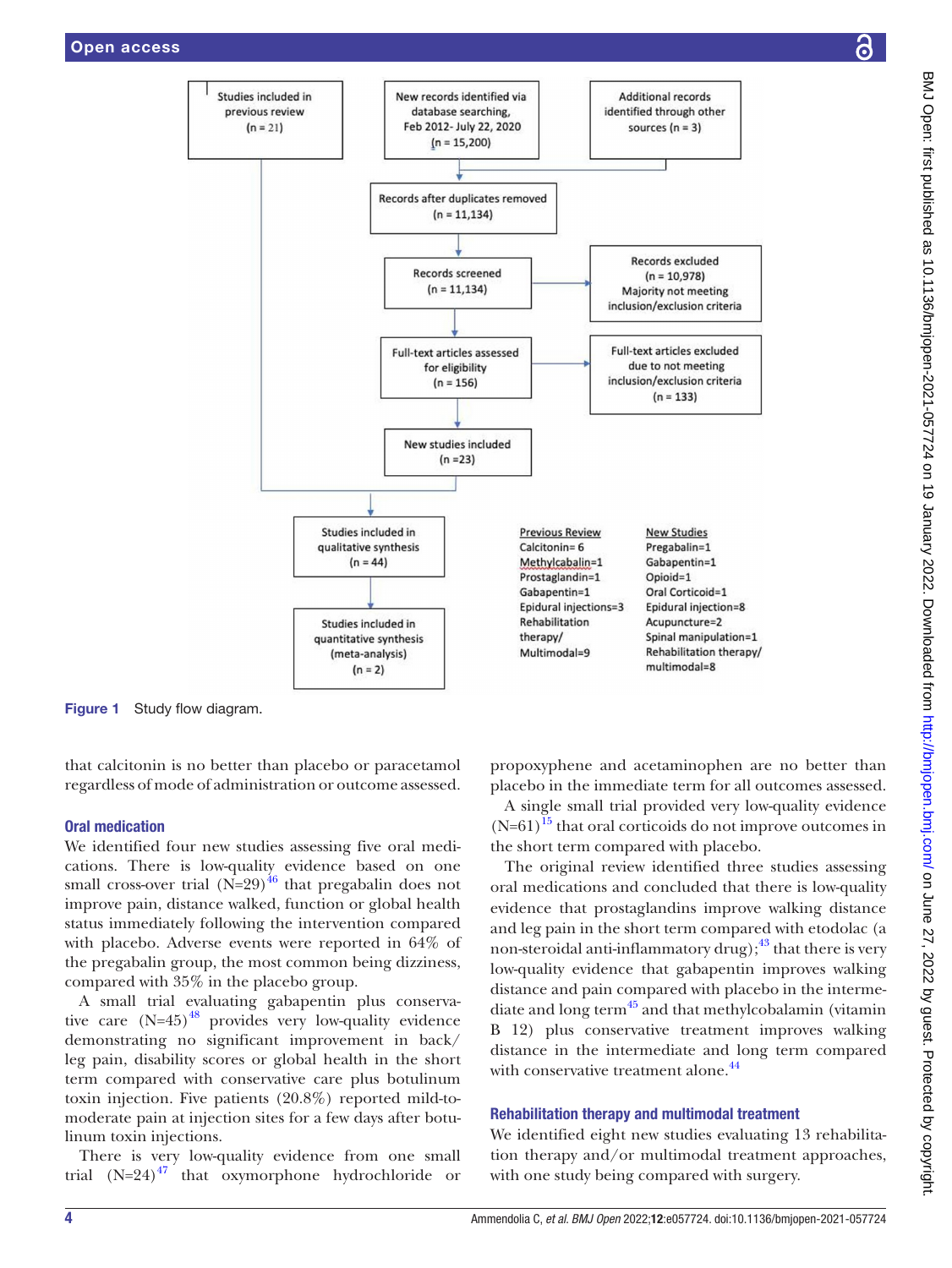Studies included in previous review (n = 21)

New records identified via database searching, Feb 2012- July 22, 2020 (n = 15,200)

Additional records identified through other sources (n = 3)

Records after duplicates removed (n = 11,134)

Records screened (n = 11,134)

Records excluded (n = 10,978) Majority not meeting inclusion/exclusion criteria

Full-text articles assessed for eligibility (n = 156)

Full-text articles excluded due to not meeting inclusion/exclusion criteria (n = 133)

New studies included (n =23)

Studies included in qualitative synthesis (n = 44)

Studies included in quantitative synthesis (meta-analysis) (n = 2)

Previous Review
Calcitonin= 6
Methylcabalin=1
Prostaglandin=1
Gabapentin=1
Epidural injections=3
Rehabilitation therapy/ Multimodal=9

New Studies
Pregabalin=1
Gabapentin=1
Opioid=1
Oral Corticoid=1
Epidural injection=8
Acupuncture=2
Spinal manipulation=1
Rehabilitation therapy/ multimodal=8

Figure 1 Study flow diagram.

that calcitonin is no better than placebo or paracetamol regardless of mode of administration or outcome assessed.

### Oral medication

We identified four new studies assessing five oral medications. There is low-quality evidence based on one small cross-over trial (N=29)[46] that pregabalin does not improve pain, distance walked, function or global health status immediately following the intervention compared with placebo. Adverse events were reported in 64% of the pregabalin group, the most common being dizziness, compared with 35% in the placebo group.

A small trial evaluating gabapentin plus conservative care (N=45)[48] provides very low-quality evidence demonstrating no significant improvement in back/leg pain, disability scores or global health in the short term compared with conservative care plus botulinum toxin injection. Five patients (20.8%) reported mild-to-moderate pain at injection sites for a few days after botulinum toxin injections.

There is very low-quality evidence from one small trial (N=24)[47] that oxymorphone hydrochloride or propoxyphene and acetaminophen are no better than placebo in the immediate term for all outcomes assessed.

A single small trial provided very low-quality evidence (N=61)[15] that oral corticoids do not improve outcomes in the short term compared with placebo.

The original review identified three studies assessing oral medications and concluded that there is low-quality evidence that prostaglandins improve walking distance and leg pain in the short term compared with etodolac (a non-steroidal anti-inflammatory drug);[43] that there is very low-quality evidence that gabapentin improves walking distance and pain compared with placebo in the intermediate and long term[45] and that methylcobalamin (vitamin B 12) plus conservative treatment improves walking distance in the intermediate and long term compared with conservative treatment alone.[44]

### Rehabilitation therapy and multimodal treatment

We identified eight new studies evaluating 13 rehabilitation therapy and/or multimodal treatment approaches, with one study being compared with surgery.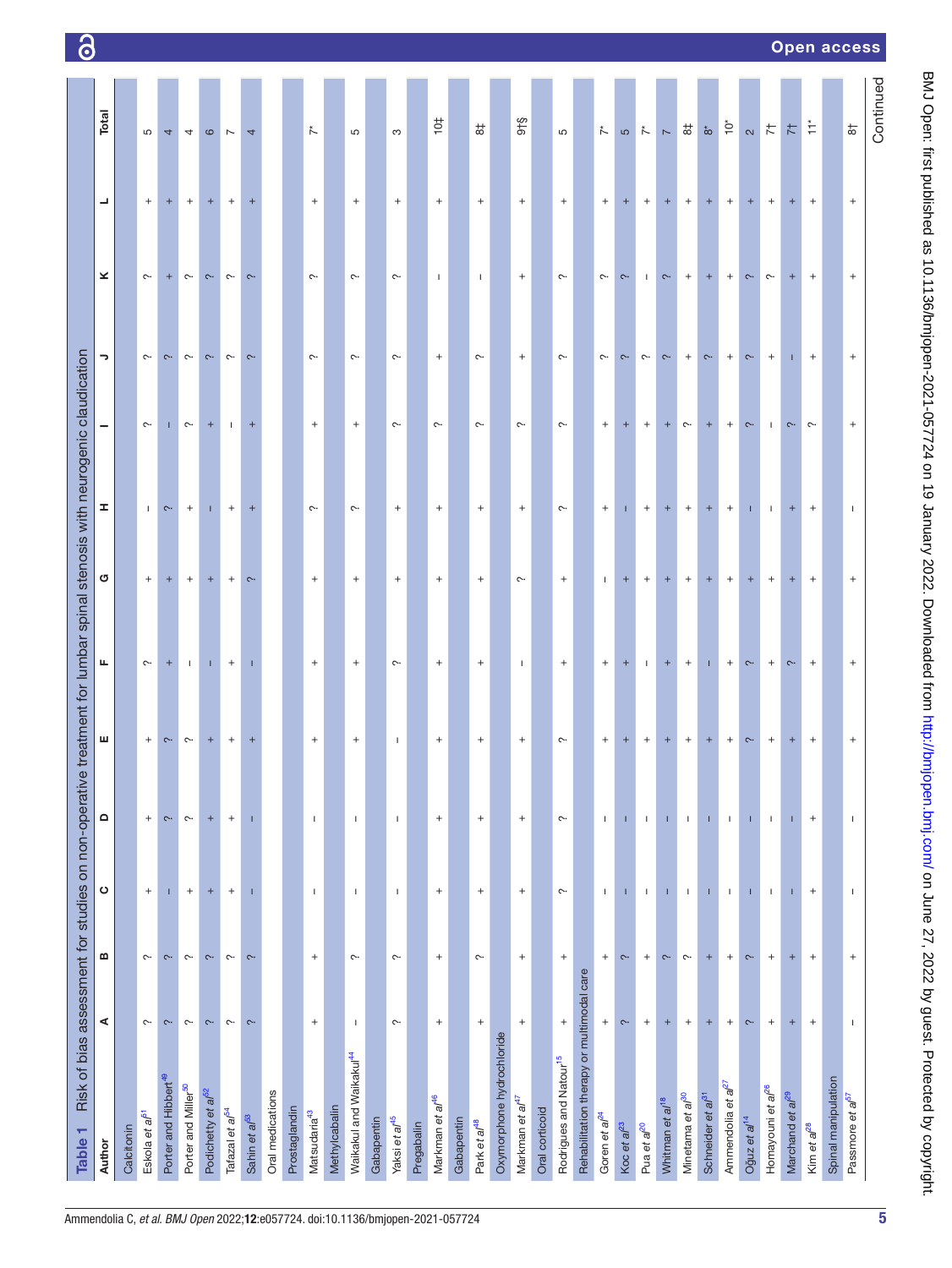**Table 1** Risk of bias assessment for studies on non-operative treatment for lumbar spinal stenosis with neurogenic claudication

| Author | A | B | C | D | E | F | G | H | I | J | K | L | Total |
|---|---|---|---|---|---|---|---|---|---|---|---|---|---|
| Calcitonin | | | | | | | | | | | | | |
| Eskola *et al*[51] | ? | ? | + | + | + | ? | + | – | ? | ? | ? | + | 5 |
| Porter and Hibbert[49] | ? | ? | – | ? | ? | + | + | ? | – | ? | + | + | 4 |
| Porter and Miller[50] | ? | ? | + | ? | ? | – | + | + | ? | ? | ? | + | 4 |
| Podichetty *et al*[52] | ? | ? | + | + | + | – | + | – | + | ? | ? | + | 6 |
| Tafazal *et al*[54] | ? | ? | + | + | + | + | + | + | – | ? | ? | + | 7 |
| Sahin *et al*[53] | ? | ? | – | – | + | – | ? | + | + | ? | ? | + | 4 |
| Oral medications | | | | | | | | | | | | | |
| Prostaglandin | | | | | | | | | | | | | |
| Matsudaria[43] | + | + | – | – | + | + | + | ? | + | ? | ? | + | 7* |
| Methylcobalin | | | | | | | | | | | | | |
| Waikakul and Waikakul[44] | – | ? | – | – | + | + | + | ? | + | ? | ? | + | 5 |
| Gabapentin | | | | | | | | | | | | | |
| Yaksi *et al*[45] | ? | ? | – | – | – | ? | + | + | ? | ? | ? | + | 3 |
| Pregabalin | | | | | | | | | | | | | |
| Markman *et al*[46] | + | + | + | + | + | + | + | + | ? | + | – | + | 10‡ |
| Gabapentin | | | | | | | | | | | | | |
| Park *et al*[48] | + | ? | + | + | + | + | + | + | ? | ? | – | + | 8‡ |
| Oxymorphone hydrochloride | | | | | | | | | | | | | |
| Markman *et al*[47] | + | + | + | + | + | – | ? | + | ? | + | + | + | 9†§ |
| Oral corticoid | | | | | | | | | | | | | |
| Rodrigues and Natour[15] | + | + | ? | ? | ? | + | + | ? | ? | ? | ? | + | 5 |
| Rehabilitation therapy or multimodal care | | | | | | | | | | | | | |
| Goren *et al*[24] | + | + | – | – | + | + | – | + | + | ? | ? | + | 7* |
| Koc *et al*[23] | ? | ? | – | – | + | + | + | – | + | ? | ? | + | 5 |
| Pua *et al*[20] | + | + | – | – | + | – | + | + | + | ? | – | + | 7* |
| Whitman *et al*[18] | + | ? | – | – | + | + | + | + | + | ? | ? | + | 7 |
| Minetama *et al*[30] | + | ? | – | – | + | + | + | + | ? | + | + | + | 8‡ |
| Schneider *et al*[31] | + | + | – | – | + | – | + | + | + | ? | + | + | 8* |
| Ammendolia *et al*[27] | + | + | – | – | + | + | + | + | + | + | + | + | 10* |
| Oğuz *et al*[14] | ? | ? | – | – | ? | ? | + | – | ? | ? | ? | + | 2 |
| Homayouni *et al*[26] | + | + | – | – | + | + | + | – | – | + | ? | + | 7† |
| Marchand *et al*[29] | + | + | – | – | + | ? | + | + | ? | – | + | + | 7† |
| Kim *et al*[28] | + | + | + | + | + | + | + | + | ? | + | + | + | 11* |
| Spinal manipulation | | | | | | | | | | | | | |
| Passmore *et al*[57] | – | + | – | – | + | + | + | – | + | + | + | + | 8† |

Continued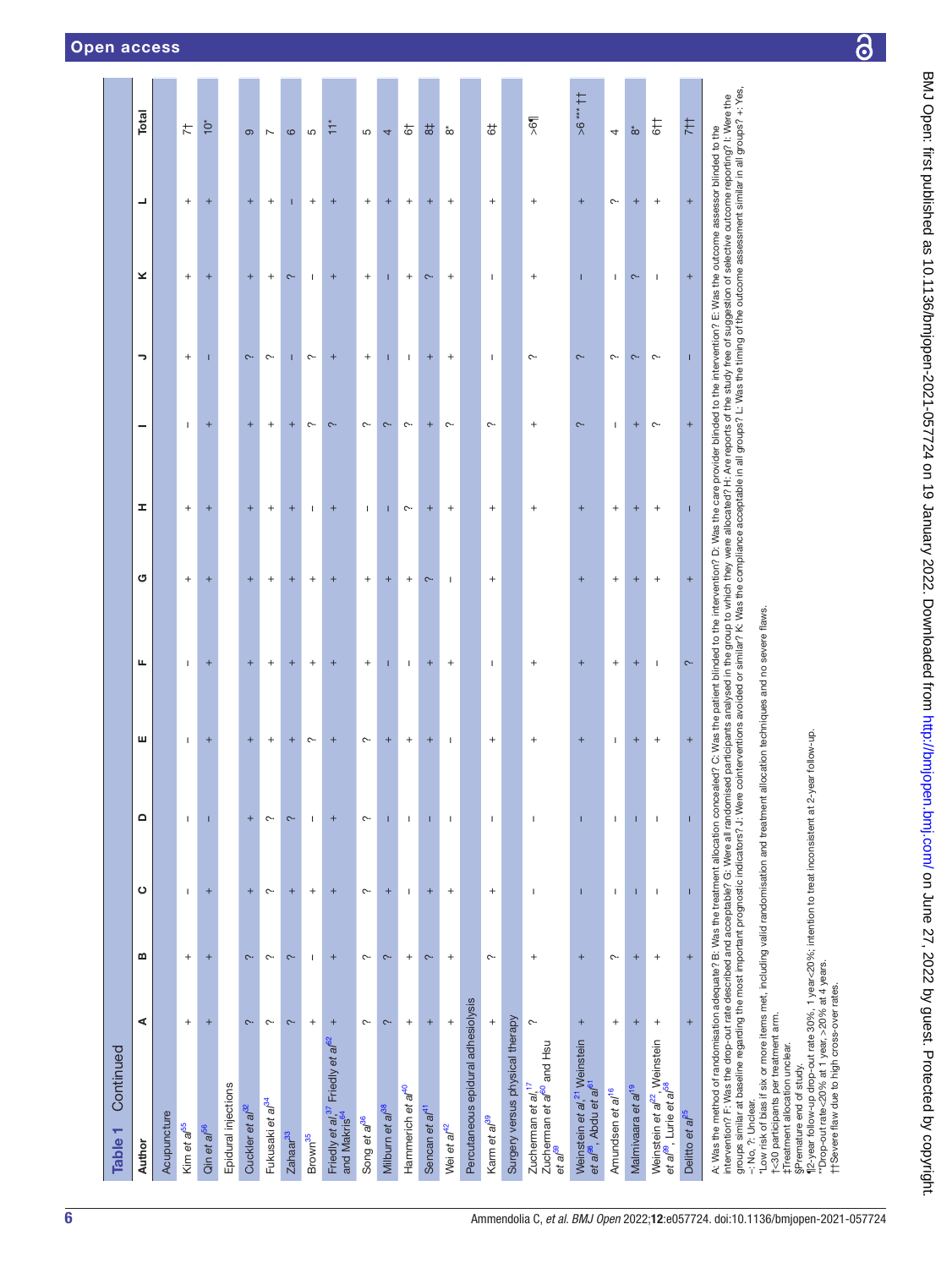**Table 1** Continued

| Author | A | B | C | D | E | F | G | H | I | J | K | L | Total |
|---|---|---|---|---|---|---|---|---|---|---|---|---|---|
| Acupuncture | | | | | | | | | | | | | |
| Kim *et al*[55] | + | + | – | – | – | – | + | + | – | + | + | + | 7† |
| Qin *et al*[56] | + | + | + | – | + | + | + | + | + | – | + | + | 10* |
| Epidural injections | | | | | | | | | | | | | |
| Cuckler *et al*[32] | ? | ? | + | + | + | + | + | + | + | ? | + | + | 9 |
| Fukusaki *et al*[34] | ? | ? | ? | ? | + | + | + | + | + | ? | + | + | 7 |
| Zahaar[33] | ? | ? | + | ? | + | + | + | + | + | – | ? | – | 6 |
| Brown[35] | + | – | + | – | ? | + | + | – | ? | ? | – | + | 5 |
| Friedly *et al*,[37] Friedly *et al*[62] and Makris[64] | + | + | + | + | + | + | + | + | ? | + | + | + | 11* |
| Song *et al*[36] | ? | ? | ? | ? | ? | + | + | – | ? | + | + | + | 5 |
| Milburn *et al*[38] | ? | ? | + | – | + | – | + | – | ? | – | – | + | 4 |
| Hammerich *et al*[40] | + | + | – | – | + | – | + | ? | ? | – | + | + | 6† |
| Sencan *et al*[41] | + | ? | + | – | + | + | ? | + | + | + | ? | + | 8‡ |
| Wei *et al*[42] | + | + | + | – | – | + | – | + | ? | + | + | + | 8* |
| Percutaneous epidural adhesiolysis | | | | | | | | | | | | | |
| Karm *et al*[39] | + | ? | + | – | + | – | + | + | ? | – | – | + | 6‡ |
| Surgery versus physical therapy | | | | | | | | | | | | | |
| Zucherman *et al*,[17] Zucherman *et al*[60] and Hsu *et al*[59] | ? | + | – | – | + | + | + | + | + | ? | + | + | >6¶ |
| Weinstein *et al*,[21] Weinstein *et al*[58], Abdu *et al*[61] | + | + | – | – | + | + | + | + | ? | ? | – | + | >6 ** †† |
| Amundsen *et al*[16] | + | ? | – | – | – | + | + | + | – | ? | – | ? | 4 |
| Malmivaara *et al*[19] | + | + | – | – | + | + | + | + | + | ? | ? | + | 8* |
| Weinstein *et al*[22], Weinstein *et al*[69], Lurie *et al*[58] | + | + | – | – | + | – | + | + | ? | ? | – | + | 6†† |
| Delitto *et al*[25] | + | + | – | – | + | ? | + | – | + | – | + | + | 7†† |

A: Was the method of randomisation adequate? B: Was the treatment allocation concealed? C: Was the patient blinded to the intervention? D: Was the care provider blinded to the intervention? E: Was the outcome assessor blinded to the intervention? F: Was the drop-out rate described and acceptable? G: Were all randomised participants analysed in the group to which they were allocated? H: Are reports of the study free of suggestion of selective outcome reporting? I: Were the groups similar at baseline regarding the most important prognostic indicators? J: Were cointerventions avoided or similar? K: Was the compliance acceptable in all groups? L: Was the timing of the outcome assessment similar in all groups? +: Yes, -: No, ?: Unclear.

*Low risk of bias if six or more items met, including valid randomisation and treatment allocation techniques and no severe flaws.

†<30 participants per treatment arm.

‡Treatment allocation unclear.

§Premature end of study.

¶2-year follow-up drop-out rate 30%, 1 year<20%; intention to treat inconsistent at 2-year follow-up.

**Drop-out rate<20% at 1 year, >20% at 4 years.

††Severe flaw due to high cross-over rates.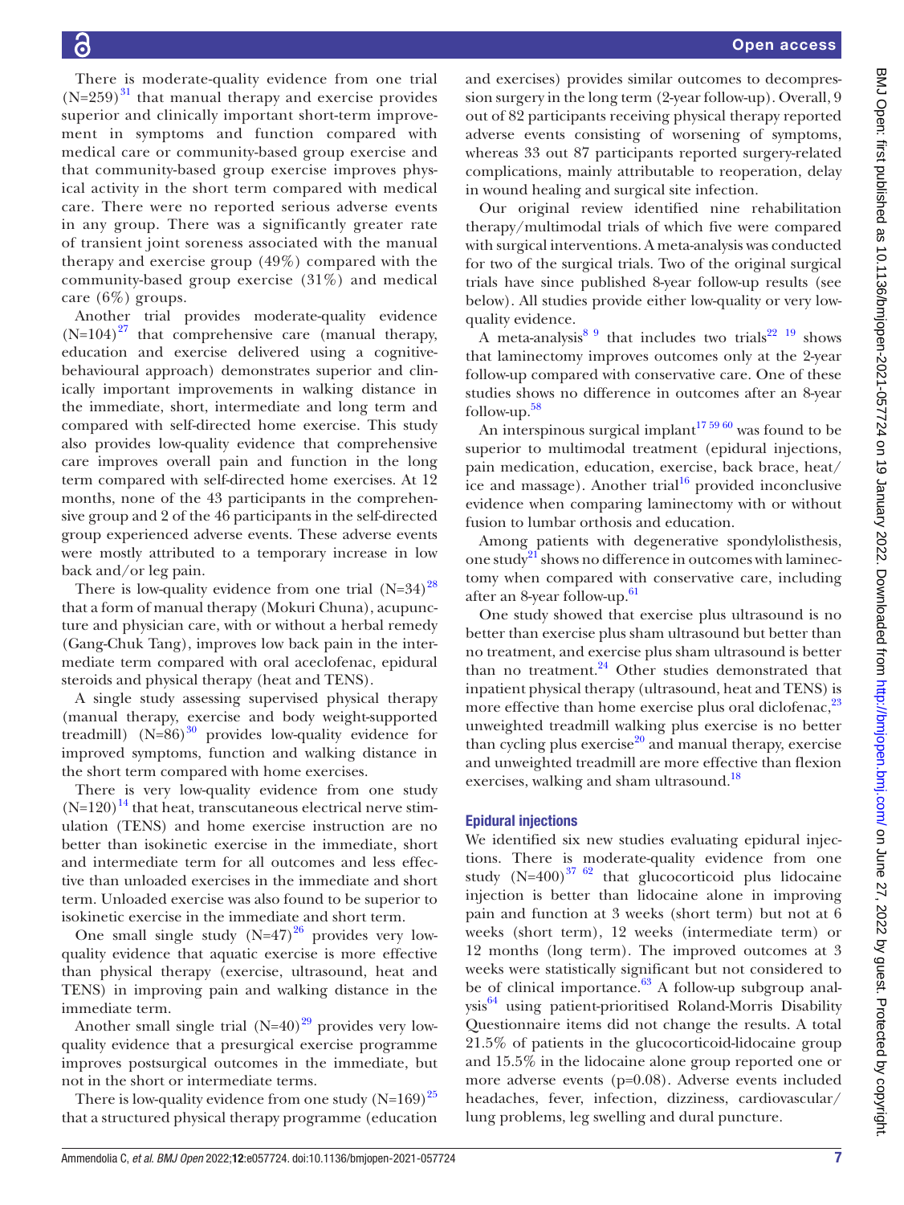There is moderate-quality evidence from one trial (N=259)[31] that manual therapy and exercise provides superior and clinically important short-term improvement in symptoms and function compared with medical care or community-based group exercise and that community-based group exercise improves physical activity in the short term compared with medical care. There were no reported serious adverse events in any group. There was a significantly greater rate of transient joint soreness associated with the manual therapy and exercise group (49%) compared with the community-based group exercise (31%) and medical care (6%) groups.

Another trial provides moderate-quality evidence (N=104)[27] that comprehensive care (manual therapy, education and exercise delivered using a cognitive-behavioural approach) demonstrates superior and clinically important improvements in walking distance in the immediate, short, intermediate and long term and compared with self-directed home exercise. This study also provides low-quality evidence that comprehensive care improves overall pain and function in the long term compared with self-directed home exercises. At 12 months, none of the 43 participants in the comprehensive group and 2 of the 46 participants in the self-directed group experienced adverse events. These adverse events were mostly attributed to a temporary increase in low back and/or leg pain.

There is low-quality evidence from one trial (N=34)[28] that a form of manual therapy (Mokuri Chuna), acupuncture and physician care, with or without a herbal remedy (Gang-Chuk Tang), improves low back pain in the intermediate term compared with oral aceclofenac, epidural steroids and physical therapy (heat and TENS).

A single study assessing supervised physical therapy (manual therapy, exercise and body weight-supported treadmill) (N=86)[30] provides low-quality evidence for improved symptoms, function and walking distance in the short term compared with home exercises.

There is very low-quality evidence from one study (N=120)[14] that heat, transcutaneous electrical nerve stimulation (TENS) and home exercise instruction are no better than isokinetic exercise in the immediate, short and intermediate term for all outcomes and less effective than unloaded exercises in the immediate and short term. Unloaded exercise was also found to be superior to isokinetic exercise in the immediate and short term.

One small single study (N=47)[26] provides very low-quality evidence that aquatic exercise is more effective than physical therapy (exercise, ultrasound, heat and TENS) in improving pain and walking distance in the immediate term.

Another small single trial (N=40)[29] provides very low-quality evidence that a presurgical exercise programme improves postsurgical outcomes in the immediate, but not in the short or intermediate terms.

There is low-quality evidence from one study (N=169)[25] that a structured physical therapy programme (education and exercises) provides similar outcomes to decompression surgery in the long term (2-year follow-up). Overall, 9 out of 82 participants receiving physical therapy reported adverse events consisting of worsening of symptoms, whereas 33 out 87 participants reported surgery-related complications, mainly attributable to reoperation, delay in wound healing and surgical site infection.

Our original review identified nine rehabilitation therapy/multimodal trials of which five were compared with surgical interventions. A meta-analysis was conducted for two of the surgical trials. Two of the original surgical trials have since published 8-year follow-up results (see below). All studies provide either low-quality or very low-quality evidence.

A meta-analysis[8 9] that includes two trials[22 19] shows that laminectomy improves outcomes only at the 2-year follow-up compared with conservative care. One of these studies shows no difference in outcomes after an 8-year follow-up.[58]

An interspinous surgical implant[17 59 60] was found to be superior to multimodal treatment (epidural injections, pain medication, education, exercise, back brace, heat/ice and massage). Another trial[16] provided inconclusive evidence when comparing laminectomy with or without fusion to lumbar orthosis and education.

Among patients with degenerative spondylolisthesis, one study[21] shows no difference in outcomes with laminectomy when compared with conservative care, including after an 8-year follow-up.[61]

One study showed that exercise plus ultrasound is no better than exercise plus sham ultrasound but better than no treatment, and exercise plus sham ultrasound is better than no treatment.[24] Other studies demonstrated that inpatient physical therapy (ultrasound, heat and TENS) is more effective than home exercise plus oral diclofenac,[23] unweighted treadmill walking plus exercise is no better than cycling plus exercise[20] and manual therapy, exercise and unweighted treadmill are more effective than flexion exercises, walking and sham ultrasound.[18]

### Epidural injections

We identified six new studies evaluating epidural injections. There is moderate-quality evidence from one study (N=400)[37 62] that glucocorticoid plus lidocaine injection is better than lidocaine alone in improving pain and function at 3 weeks (short term) but not at 6 weeks (short term), 12 weeks (intermediate term) or 12 months (long term). The improved outcomes at 3 weeks were statistically significant but not considered to be of clinical importance.[63] A follow-up subgroup analysis[64] using patient-prioritised Roland-Morris Disability Questionnaire items did not change the results. A total 21.5% of patients in the glucocorticoid-lidocaine group and 15.5% in the lidocaine alone group reported one or more adverse events (p=0.08). Adverse events included headaches, fever, infection, dizziness, cardiovascular/lung problems, leg swelling and dural puncture.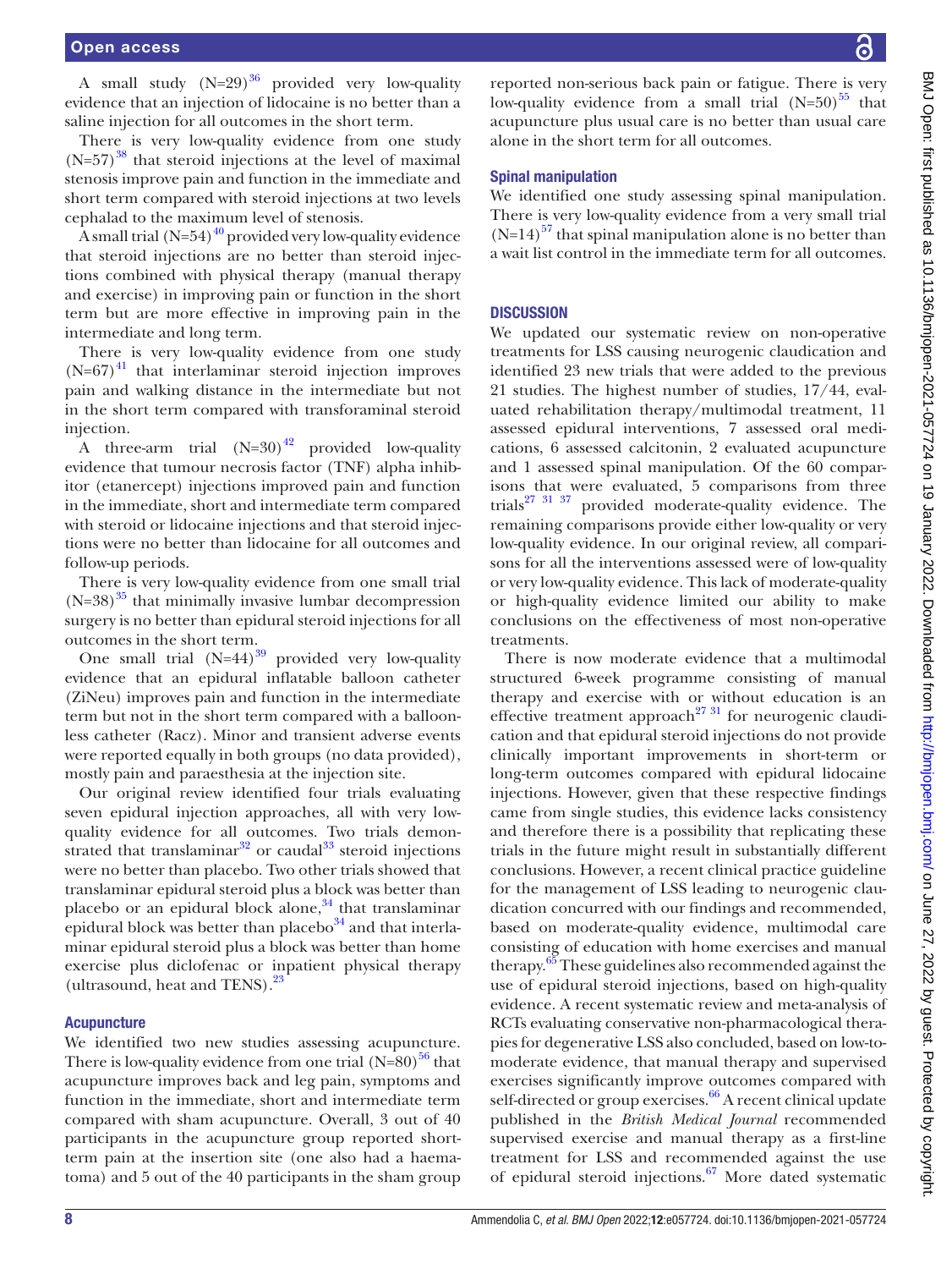A small study (N=29)[36] provided very low-quality evidence that an injection of lidocaine is no better than a saline injection for all outcomes in the short term.

There is very low-quality evidence from one study (N=57)[38] that steroid injections at the level of maximal stenosis improve pain and function in the immediate and short term compared with steroid injections at two levels cephalad to the maximum level of stenosis.

A small trial (N=54)[40] provided very low-quality evidence that steroid injections are no better than steroid injections combined with physical therapy (manual therapy and exercise) in improving pain or function in the short term but are more effective in improving pain in the intermediate and long term.

There is very low-quality evidence from one study (N=67)[41] that interlaminar steroid injection improves pain and walking distance in the intermediate but not in the short term compared with transforaminal steroid injection.

A three-arm trial (N=30)[42] provided low-quality evidence that tumour necrosis factor (TNF) alpha inhibitor (etanercept) injections improved pain and function in the immediate, short and intermediate term compared with steroid or lidocaine injections and that steroid injections were no better than lidocaine for all outcomes and follow-up periods.

There is very low-quality evidence from one small trial (N=38)[35] that minimally invasive lumbar decompression surgery is no better than epidural steroid injections for all outcomes in the short term.

One small trial (N=44)[39] provided very low-quality evidence that an epidural inflatable balloon catheter (ZiNeu) improves pain and function in the intermediate term but not in the short term compared with a balloonless catheter (Racz). Minor and transient adverse events were reported equally in both groups (no data provided), mostly pain and paraesthesia at the injection site.

Our original review identified four trials evaluating seven epidural injection approaches, all with very low-quality evidence for all outcomes. Two trials demonstrated that translaminar[32] or caudal[33] steroid injections were no better than placebo. Two other trials showed that translaminar epidural steroid plus a block was better than placebo or an epidural block alone,[34] that translaminar epidural block was better than placebo[34] and that interlaminar epidural steroid plus a block was better than home exercise plus diclofenac or inpatient physical therapy (ultrasound, heat and TENS).[23]

### Acupuncture

We identified two new studies assessing acupuncture. There is low-quality evidence from one trial (N=80)[56] that acupuncture improves back and leg pain, symptoms and function in the immediate, short and intermediate term compared with sham acupuncture. Overall, 3 out of 40 participants in the acupuncture group reported short-term pain at the insertion site (one also had a haematoma) and 5 out of the 40 participants in the sham group reported non-serious back pain or fatigue. There is very low-quality evidence from a small trial (N=50)[55] that acupuncture plus usual care is no better than usual care alone in the short term for all outcomes.

### Spinal manipulation

We identified one study assessing spinal manipulation. There is very low-quality evidence from a very small trial (N=14)[57] that spinal manipulation alone is no better than a wait list control in the immediate term for all outcomes.

## DISCUSSION

We updated our systematic review on non-operative treatments for LSS causing neurogenic claudication and identified 23 new trials that were added to the previous 21 studies. The highest number of studies, 17/44, evaluated rehabilitation therapy/multimodal treatment, 11 assessed epidural interventions, 7 assessed oral medications, 6 assessed calcitonin, 2 evaluated acupuncture and 1 assessed spinal manipulation. Of the 60 comparisons that were evaluated, 5 comparisons from three trials[27 31 37] provided moderate-quality evidence. The remaining comparisons provide either low-quality or very low-quality evidence. In our original review, all comparisons for all the interventions assessed were of low-quality or very low-quality evidence. This lack of moderate-quality or high-quality evidence limited our ability to make conclusions on the effectiveness of most non-operative treatments.

There is now moderate evidence that a multimodal structured 6-week programme consisting of manual therapy and exercise with or without education is an effective treatment approach[27 31] for neurogenic claudication and that epidural steroid injections do not provide clinically important improvements in short-term or long-term outcomes compared with epidural lidocaine injections. However, given that these respective findings came from single studies, this evidence lacks consistency and therefore there is a possibility that replicating these trials in the future might result in substantially different conclusions. However, a recent clinical practice guideline for the management of LSS leading to neurogenic claudication concurred with our findings and recommended, based on moderate-quality evidence, multimodal care consisting of education with home exercises and manual therapy.[65] These guidelines also recommended against the use of epidural steroid injections, based on high-quality evidence. A recent systematic review and meta-analysis of RCTs evaluating conservative non-pharmacological therapies for degenerative LSS also concluded, based on low-to-moderate evidence, that manual therapy and supervised exercises significantly improve outcomes compared with self-directed or group exercises.[66] A recent clinical update published in the *British Medical Journal* recommended supervised exercise and manual therapy as a first-line treatment for LSS and recommended against the use of epidural steroid injections.[67] More dated systematic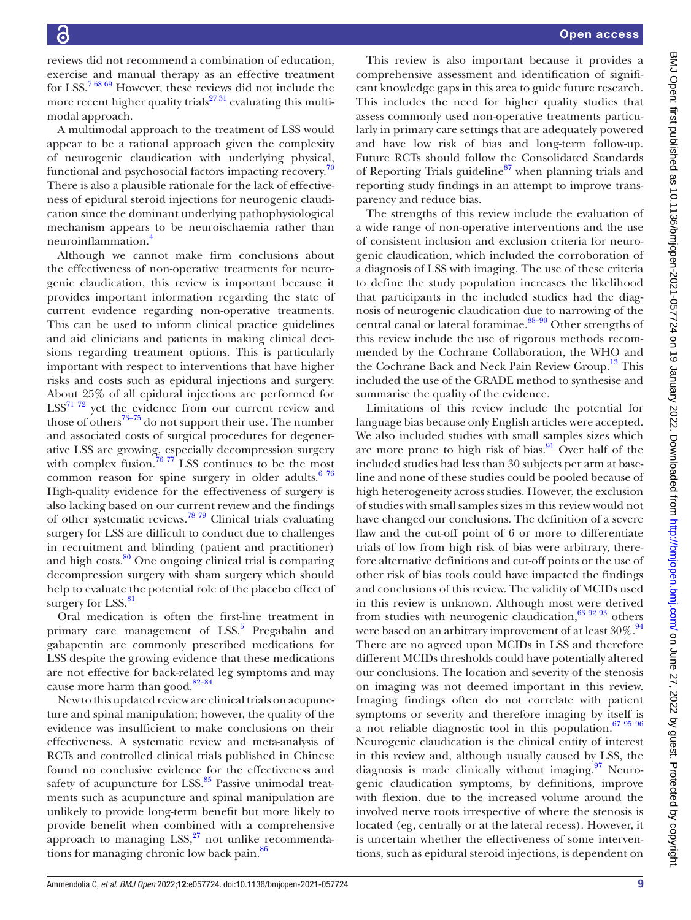reviews did not recommend a combination of education, exercise and manual therapy as an effective treatment for LSS.[7 68 69] However, these reviews did not include the more recent higher quality trials[27 31] evaluating this multimodal approach.

A multimodal approach to the treatment of LSS would appear to be a rational approach given the complexity of neurogenic claudication with underlying physical, functional and psychosocial factors impacting recovery.[70] There is also a plausible rationale for the lack of effectiveness of epidural steroid injections for neurogenic claudication since the dominant underlying pathophysiological mechanism appears to be neuroischaemia rather than neuroinflammation.[4]

Although we cannot make firm conclusions about the effectiveness of non-operative treatments for neurogenic claudication, this review is important because it provides important information regarding the state of current evidence regarding non-operative treatments. This can be used to inform clinical practice guidelines and aid clinicians and patients in making clinical decisions regarding treatment options. This is particularly important with respect to interventions that have higher risks and costs such as epidural injections and surgery. About 25% of all epidural injections are performed for LSS[71 72] yet the evidence from our current review and those of others[73–75] do not support their use. The number and associated costs of surgical procedures for degenerative LSS are growing, especially decompression surgery with complex fusion.[76 77] LSS continues to be the most common reason for spine surgery in older adults.[6 76] High-quality evidence for the effectiveness of surgery is also lacking based on our current review and the findings of other systematic reviews.[78 79] Clinical trials evaluating surgery for LSS are difficult to conduct due to challenges in recruitment and blinding (patient and practitioner) and high costs.[80] One ongoing clinical trial is comparing decompression surgery with sham surgery which should help to evaluate the potential role of the placebo effect of surgery for LSS.[81]

Oral medication is often the first-line treatment in primary care management of LSS.[5] Pregabalin and gabapentin are commonly prescribed medications for LSS despite the growing evidence that these medications are not effective for back-related leg symptoms and may cause more harm than good.[82–84]

New to this updated review are clinical trials on acupuncture and spinal manipulation; however, the quality of the evidence was insufficient to make conclusions on their effectiveness. A systematic review and meta-analysis of RCTs and controlled clinical trials published in Chinese found no conclusive evidence for the effectiveness and safety of acupuncture for LSS.[85] Passive unimodal treatments such as acupuncture and spinal manipulation are unlikely to provide long-term benefit but more likely to provide benefit when combined with a comprehensive approach to managing LSS,[27] not unlike recommendations for managing chronic low back pain.[86]

This review is also important because it provides a comprehensive assessment and identification of significant knowledge gaps in this area to guide future research. This includes the need for higher quality studies that assess commonly used non-operative treatments particularly in primary care settings that are adequately powered and have low risk of bias and long-term follow-up. Future RCTs should follow the Consolidated Standards of Reporting Trials guideline[87] when planning trials and reporting study findings in an attempt to improve transparency and reduce bias.

The strengths of this review include the evaluation of a wide range of non-operative interventions and the use of consistent inclusion and exclusion criteria for neurogenic claudication, which included the corroboration of a diagnosis of LSS with imaging. The use of these criteria to define the study population increases the likelihood that participants in the included studies had the diagnosis of neurogenic claudication due to narrowing of the central canal or lateral foraminae.[88–90] Other strengths of this review include the use of rigorous methods recommended by the Cochrane Collaboration, the WHO and the Cochrane Back and Neck Pain Review Group.[13] This included the use of the GRADE method to synthesise and summarise the quality of the evidence.

Limitations of this review include the potential for language bias because only English articles were accepted. We also included studies with small samples sizes which are more prone to high risk of bias.[91] Over half of the included studies had less than 30 subjects per arm at baseline and none of these studies could be pooled because of high heterogeneity across studies. However, the exclusion of studies with small samples sizes in this review would not have changed our conclusions. The definition of a severe flaw and the cut-off point of 6 or more to differentiate trials of low from high risk of bias were arbitrary, therefore alternative definitions and cut-off points or the use of other risk of bias tools could have impacted the findings and conclusions of this review. The validity of MCIDs used in this review is unknown. Although most were derived from studies with neurogenic claudication,[63 92 93] others were based on an arbitrary improvement of at least 30%.[94] There are no agreed upon MCIDs in LSS and therefore different MCIDs thresholds could have potentially altered our conclusions. The location and severity of the stenosis on imaging was not deemed important in this review. Imaging findings often do not correlate with patient symptoms or severity and therefore imaging by itself is a not reliable diagnostic tool in this population.[67 95 96] Neurogenic claudication is the clinical entity of interest in this review and, although usually caused by LSS, the diagnosis is made clinically without imaging.[97] Neurogenic claudication symptoms, by definitions, improve with flexion, due to the increased volume around the involved nerve roots irrespective of where the stenosis is located (eg, centrally or at the lateral recess). However, it is uncertain whether the effectiveness of some interventions, such as epidural steroid injections, is dependent on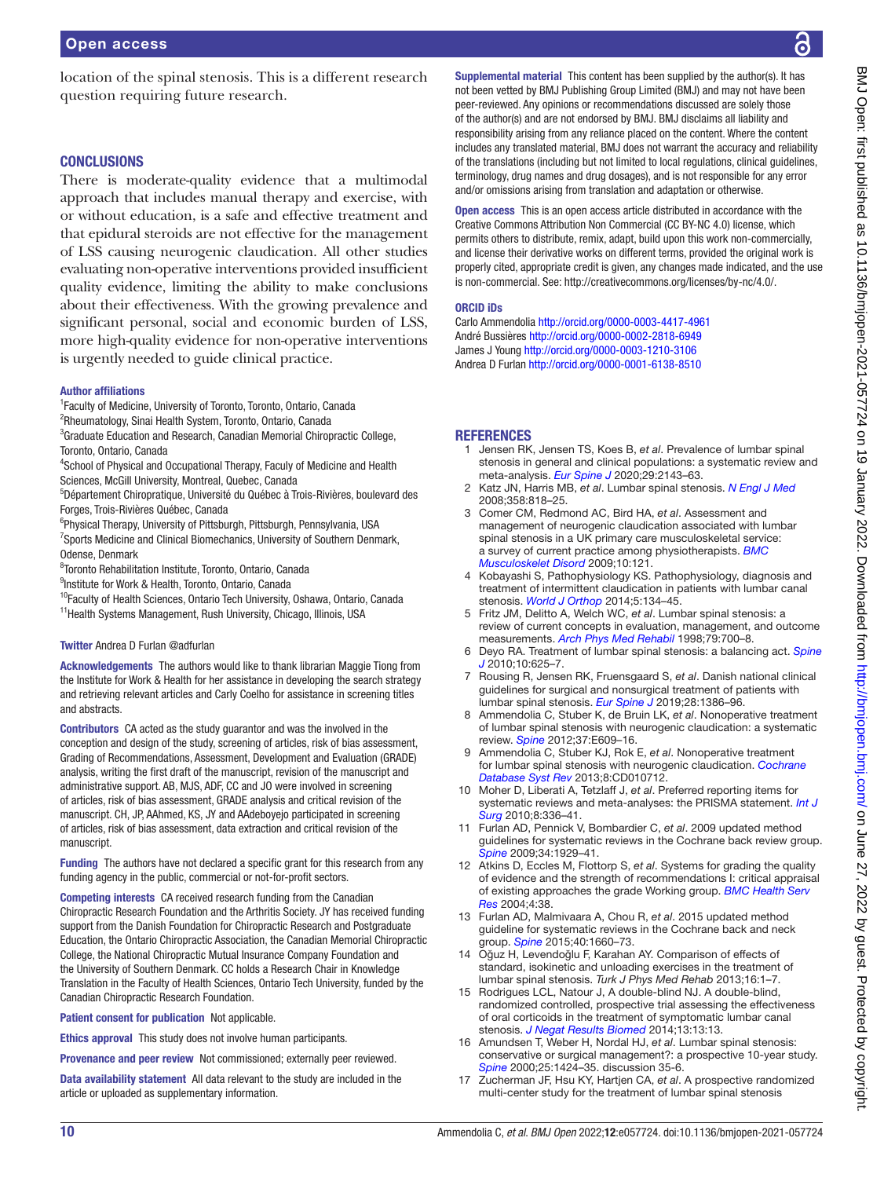location of the spinal stenosis. This is a different research question requiring future research.

## CONCLUSIONS

There is moderate-quality evidence that a multimodal approach that includes manual therapy and exercise, with or without education, is a safe and effective treatment and that epidural steroids are not effective for the management of LSS causing neurogenic claudication. All other studies evaluating non-operative interventions provided insufficient quality evidence, limiting the ability to make conclusions about their effectiveness. With the growing prevalence and significant personal, social and economic burden of LSS, more high-quality evidence for non-operative interventions is urgently needed to guide clinical practice.

**Author affiliations**
[1]Faculty of Medicine, University of Toronto, Toronto, Ontario, Canada
[2]Rheumatology, Sinai Health System, Toronto, Ontario, Canada
[3]Graduate Education and Research, Canadian Memorial Chiropractic College, Toronto, Ontario, Canada
[4]School of Physical and Occupational Therapy, Faculy of Medicine and Health Sciences, McGill University, Montreal, Quebec, Canada
[5]Département Chiropratique, Université du Québec à Trois-Rivières, boulevard des Forges, Trois-Rivières Québec, Canada
[6]Physical Therapy, University of Pittsburgh, Pittsburgh, Pennsylvania, USA
[7]Sports Medicine and Clinical Biomechanics, University of Southern Denmark, Odense, Denmark
[8]Toronto Rehabilitation Institute, Toronto, Ontario, Canada
[9]Institute for Work & Health, Toronto, Ontario, Canada
[10]Faculty of Health Sciences, Ontario Tech University, Oshawa, Ontario, Canada
[11]Health Systems Management, Rush University, Chicago, Illinois, USA

**Twitter** Andrea D Furlan @adfurlan

**Acknowledgements** The authors would like to thank librarian Maggie Tiong from the Institute for Work & Health for her assistance in developing the search strategy and retrieving relevant articles and Carly Coelho for assistance in screening titles and abstracts.

**Contributors** CA acted as the study guarantor and was the involved in the conception and design of the study, screening of articles, risk of bias assessment, Grading of Recommendations, Assessment, Development and Evaluation (GRADE) analysis, writing the first draft of the manuscript, revision of the manuscript and administrative support. AB, MJS, ADF, CC and JO were involved in screening of articles, risk of bias assessment, GRADE analysis and critical revision of the manuscript. CH, JP, AAhmed, KS, JY and AAdeboyejo participated in screening of articles, risk of bias assessment, data extraction and critical revision of the manuscript.

**Funding** The authors have not declared a specific grant for this research from any funding agency in the public, commercial or not-for-profit sectors.

**Competing interests** CA received research funding from the Canadian Chiropractic Research Foundation and the Arthritis Society. JY has received funding support from the Danish Foundation for Chiropractic Research and Postgraduate Education, the Ontario Chiropractic Association, the Canadian Memorial Chiropractic College, the National Chiropractic Mutual Insurance Company Foundation and the University of Southern Denmark. CC holds a Research Chair in Knowledge Translation in the Faculty of Health Sciences, Ontario Tech University, funded by the Canadian Chiropractic Research Foundation.

**Patient consent for publication** Not applicable.

**Ethics approval** This study does not involve human participants.

**Provenance and peer review** Not commissioned; externally peer reviewed.

**Data availability statement** All data relevant to the study are included in the article or uploaded as supplementary information.

**Supplemental material** This content has been supplied by the author(s). It has not been vetted by BMJ Publishing Group Limited (BMJ) and may not have been peer-reviewed. Any opinions or recommendations discussed are solely those of the author(s) and are not endorsed by BMJ. BMJ disclaims all liability and responsibility arising from any reliance placed on the content. Where the content includes any translated material, BMJ does not warrant the accuracy and reliability of the translations (including but not limited to local regulations, clinical guidelines, terminology, drug names and drug dosages), and is not responsible for any error and/or omissions arising from translation and adaptation or otherwise.

**Open access** This is an open access article distributed in accordance with the Creative Commons Attribution Non Commercial (CC BY-NC 4.0) license, which permits others to distribute, remix, adapt, build upon this work non-commercially, and license their derivative works on different terms, provided the original work is properly cited, appropriate credit is given, any changes made indicated, and the use is non-commercial. See: http://creativecommons.org/licenses/by-nc/4.0/.

**ORCID iDs**
Carlo Ammendolia http://orcid.org/0000-0003-4417-4961
André Bussières http://orcid.org/0000-0002-2818-6949
James J Young http://orcid.org/0000-0003-1210-3106
Andrea D Furlan http://orcid.org/0000-0001-6138-8510

## REFERENCES

1. Jensen RK, Jensen TS, Koes B, *et al*. Prevalence of lumbar spinal stenosis in general and clinical populations: a systematic review and meta-analysis. *Eur Spine J* 2020;29:2143–63.
2. Katz JN, Harris MB, *et al*. Lumbar spinal stenosis. *N Engl J Med* 2008;358:818–25.
3. Comer CM, Redmond AC, Bird HA, *et al*. Assessment and management of neurogenic claudication associated with lumbar spinal stenosis in a UK primary care musculoskeletal service: a survey of current practice among physiotherapists. *BMC Musculoskelet Disord* 2009;10:121.
4. Kobayashi S, Pathophysiology KS. Pathophysiology, diagnosis and treatment of intermittent claudication in patients with lumbar canal stenosis. *World J Orthop* 2014;5:134–45.
5. Fritz JM, Delitto A, Welch WC, *et al*. Lumbar spinal stenosis: a review of current concepts in evaluation, management, and outcome measurements. *Arch Phys Med Rehabil* 1998;79:700–8.
6. Deyo RA. Treatment of lumbar spinal stenosis: a balancing act. *Spine J* 2010;10:625–7.
7. Rousing R, Jensen RK, Fruensgaard S, *et al*. Danish national clinical guidelines for surgical and nonsurgical treatment of patients with lumbar spinal stenosis. *Eur Spine J* 2019;28:1386–96.
8. Ammendolia C, Stuber K, de Bruin LK, *et al*. Nonoperative treatment of lumbar spinal stenosis with neurogenic claudication: a systematic review. *Spine* 2012;37:E609–16.
9. Ammendolia C, Stuber KJ, Rok E, *et al*. Nonoperative treatment for lumbar spinal stenosis with neurogenic claudication. *Cochrane Database Syst Rev* 2013;8:CD010712.
10. Moher D, Liberati A, Tetzlaff J, *et al*. Preferred reporting items for systematic reviews and meta-analyses: the PRISMA statement. *Int J Surg* 2010;8:336–41.
11. Furlan AD, Pennick V, Bombardier C, *et al*. 2009 updated method guidelines for systematic reviews in the Cochrane back review group. *Spine* 2009;34:1929–41.
12. Atkins D, Eccles M, Flottorp S, *et al*. Systems for grading the quality of evidence and the strength of recommendations I: critical appraisal of existing approaches the grade Working group. *BMC Health Serv Res* 2004;4:38.
13. Furlan AD, Malmivaara A, Chou R, *et al*. 2015 updated method guideline for systematic reviews in the Cochrane back and neck group. *Spine* 2015;40:1660–73.
14. Oğuz H, Levendoğlu F, Karahan AY. Comparison of effects of standard, isokinetic and unloading exercises in the treatment of lumbar spinal stenosis. *Turk J Phys Med Rehab* 2013;16:1–7.
15. Rodrigues LCL, Natour J, A double-blind NJ. A double-blind, randomized controlled, prospective trial assessing the effectiveness of oral corticoids in the treatment of symptomatic lumbar canal stenosis. *J Negat Results Biomed* 2014;13:13.13.
16. Amundsen T, Weber H, Nordal HJ, *et al*. Lumbar spinal stenosis: conservative or surgical management?: a prospective 10-year study. *Spine* 2000;25:1424–35. discussion 35-6.
17. Zucherman JF, Hsu KY, Hartjen CA, *et al*. A prospective randomized multi-center study for the treatment of lumbar spinal stenosis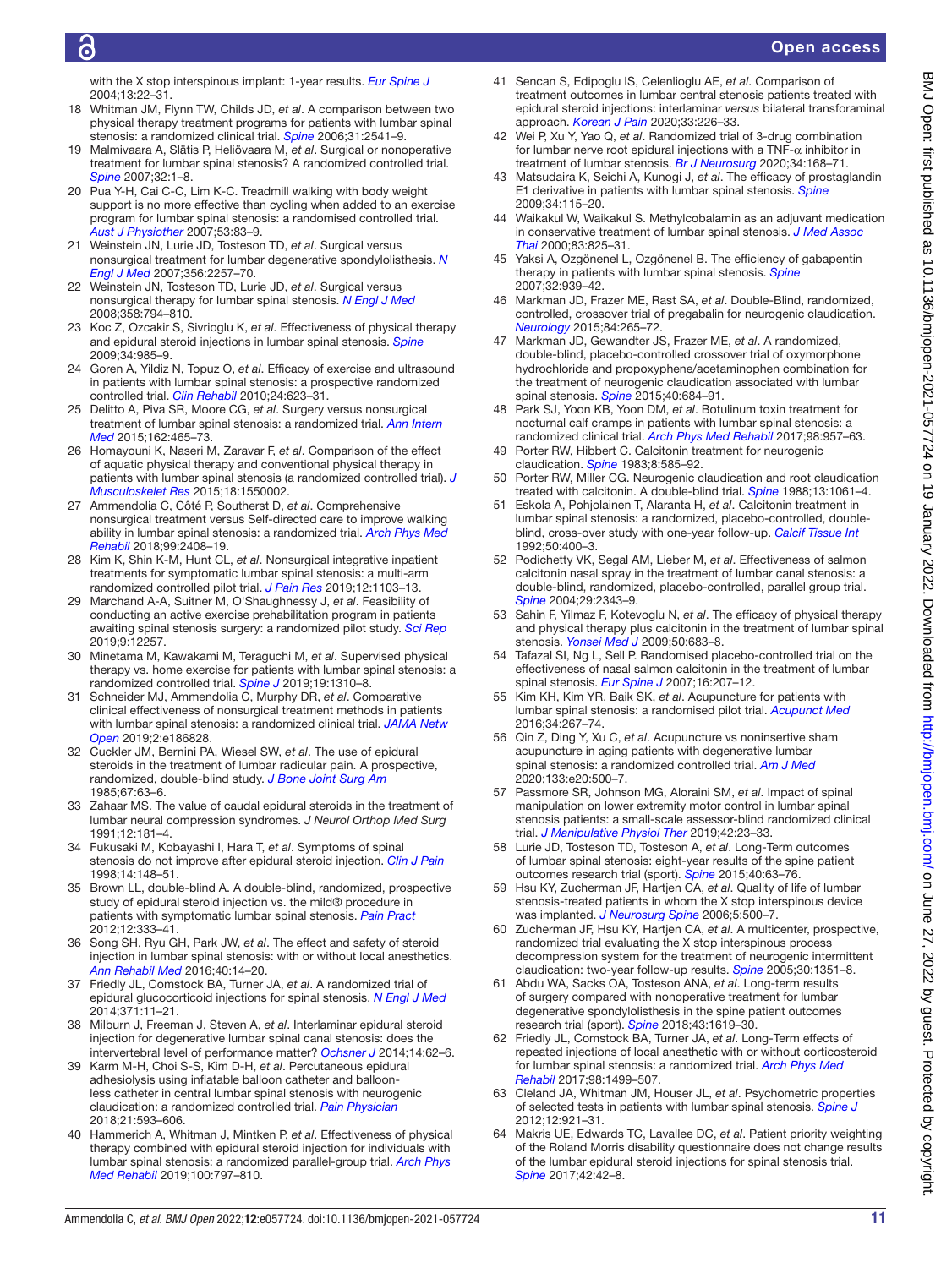with the X stop interspinous implant: 1-year results. *Eur Spine J* 2004;13:22–31.

18. Whitman JM, Flynn TW, Childs JD, *et al*. A comparison between two physical therapy treatment programs for patients with lumbar spinal stenosis: a randomized clinical trial. *Spine* 2006;31:2541–9.
19. Malmivaara A, Slätis P, Heliövaara M, *et al*. Surgical or nonoperative treatment for lumbar spinal stenosis? A randomized controlled trial. *Spine* 2007;32:1–8.
20. Pua Y-H, Cai C-C, Lim K-C. Treadmill walking with body weight support is no more effective than cycling when added to an exercise program for lumbar spinal stenosis: a randomised controlled trial. *Aust J Physiother* 2007;53:83–9.
21. Weinstein JN, Lurie JD, Tosteson TD, *et al*. Surgical versus nonsurgical treatment for lumbar degenerative spondylolisthesis. *N Engl J Med* 2007;356:2257–70.
22. Weinstein JN, Tosteson TD, Lurie JD, *et al*. Surgical versus nonsurgical therapy for lumbar spinal stenosis. *N Engl J Med* 2008;358:794–810.
23. Koc Z, Ozcakir S, Sivrioglu K, *et al*. Effectiveness of physical therapy and epidural steroid injections in lumbar spinal stenosis. *Spine* 2009;34:985–9.
24. Goren A, Yildiz N, Topuz O, *et al*. Efficacy of exercise and ultrasound in patients with lumbar spinal stenosis: a prospective randomized controlled trial. *Clin Rehabil* 2010;24:623–31.
25. Delitto A, Piva SR, Moore CG, *et al*. Surgery versus nonsurgical treatment of lumbar spinal stenosis: a randomized trial. *Ann Intern Med* 2015;162:465–73.
26. Homayouni K, Naseri M, Zaravar F, *et al*. Comparison of the effect of aquatic physical therapy and conventional physical therapy in patients with lumbar spinal stenosis (a randomized controlled trial). *J Musculoskelet Res* 2015;18:1550002.
27. Ammendolia C, Côté P, Southerst D, *et al*. Comprehensive nonsurgical treatment versus Self-directed care to improve walking ability in lumbar spinal stenosis: a randomized trial. *Arch Phys Med Rehabil* 2018;99:2408–19.
28. Kim K, Shin K-M, Hunt CL, *et al*. Nonsurgical integrative inpatient treatments for symptomatic lumbar spinal stenosis: a multi-arm randomized controlled pilot trial. *J Pain Res* 2019;12:1103–13.
29. Marchand A-A, Suitner M, O'Shaughnessy J, *et al*. Feasibility of conducting an active exercise prehabilitation program in patients awaiting spinal stenosis surgery: a randomized pilot study. *Sci Rep* 2019;9:12257.
30. Minetama M, Kawakami M, Teraguchi M, *et al*. Supervised physical therapy vs. home exercise for patients with lumbar spinal stenosis: a randomized controlled trial. *Spine J* 2019;19:1310–8.
31. Schneider MJ, Ammendolia C, Murphy DR, *et al*. Comparative clinical effectiveness of nonsurgical treatment methods in patients with lumbar spinal stenosis: a randomized clinical trial. *JAMA Netw Open* 2019;2:e186828.
32. Cuckler JM, Bernini PA, Wiesel SW, *et al*. The use of epidural steroids in the treatment of lumbar radicular pain. A prospective, randomized, double-blind study. *J Bone Joint Surg Am* 1985;67:63–6.
33. Zahaar MS. The value of caudal epidural steroids in the treatment of lumbar neural compression syndromes. *J Neurol Orthop Med Surg* 1991;12:181–4.
34. Fukusaki M, Kobayashi I, Hara T, *et al*. Symptoms of spinal stenosis do not improve after epidural steroid injection. *Clin J Pain* 1998;14:148–51.
35. Brown LL, double-blind A. A double-blind, randomized, prospective study of epidural steroid injection vs. the mild® procedure in patients with symptomatic lumbar spinal stenosis. *Pain Pract* 2012;12:333–41.
36. Song SH, Ryu GH, Park JW, *et al*. The effect and safety of steroid injection in lumbar spinal stenosis: with or without local anesthetics. *Ann Rehabil Med* 2016;40:14–20.
37. Friedly JL, Comstock BA, Turner JA, *et al*. A randomized trial of epidural glucocorticoid injections for spinal stenosis. *N Engl J Med* 2014;371:11–21.
38. Milburn J, Freeman J, Steven A, *et al*. Interlaminar epidural steroid injection for degenerative lumbar spinal canal stenosis: does the intervertebral level of performance matter? *Ochsner J* 2014;14:62–6.
39. Karm M-H, Choi S-S, Kim D-H, *et al*. Percutaneous epidural adhesiolysis using inflatable balloon catheter and balloon-less catheter in central lumbar spinal stenosis with neurogenic claudication: a randomized controlled trial. *Pain Physician* 2018;21:593–606.
40. Hammerich A, Whitman J, Mintken P, *et al*. Effectiveness of physical therapy combined with epidural steroid injection for individuals with lumbar spinal stenosis: a randomized parallel-group trial. *Arch Phys Med Rehabil* 2019;100:797–810.
41. Sencan S, Edipoglu IS, Celenlioglu AE, *et al*. Comparison of treatment outcomes in lumbar central stenosis patients treated with epidural steroid injections: interlaminar *versus* bilateral transforaminal approach. *Korean J Pain* 2020;33:226–33.
42. Wei P, Xu Y, Yao Q, *et al*. Randomized trial of 3-drug combination for lumbar nerve root epidural injections with a TNF-$\alpha$ inhibitor in treatment of lumbar stenosis. *Br J Neurosurg* 2020;34:168–71.
43. Matsudaira K, Seichi A, Kunogi J, *et al*. The efficacy of prostaglandin E1 derivative in patients with lumbar spinal stenosis. *Spine* 2009;34:115–20.
44. Waikakul W, Waikakul S. Methylcobalamin as an adjuvant medication in conservative treatment of lumbar spinal stenosis. *J Med Assoc Thai* 2000;83:825–31.
45. Yaksi A, Ozgönenel L, Ozgönenel B. The efficiency of gabapentin therapy in patients with lumbar spinal stenosis. *Spine* 2007;32:939–42.
46. Markman JD, Frazer ME, Rast SA, *et al*. Double-Blind, randomized, controlled, crossover trial of pregabalin for neurogenic claudication. *Neurology* 2015;84:265–72.
47. Markman JD, Gewandter JS, Frazer ME, *et al*. A randomized, double-blind, placebo-controlled crossover trial of oxymorphone hydrochloride and propoxyphene/acetaminophen combination for the treatment of neurogenic claudication associated with lumbar spinal stenosis. *Spine* 2015;40:684–91.
48. Park SJ, Yoon KB, Yoon DM, *et al*. Botulinum toxin treatment for nocturnal calf cramps in patients with lumbar spinal stenosis: a randomized clinical trial. *Arch Phys Med Rehabil* 2017;98:957–63.
49. Porter RW, Hibbert C. Calcitonin treatment for neurogenic claudication. *Spine* 1983;8:585–92.
50. Porter RW, Miller CG. Neurogenic claudication and root claudication treated with calcitonin. A double-blind trial. *Spine* 1988;13:1061–4.
51. Eskola A, Pohjolainen T, Alaranta H, *et al*. Calcitonin treatment in lumbar spinal stenosis: a randomized, placebo-controlled, double-blind, cross-over study with one-year follow-up. *Calcif Tissue Int* 1992;50:400–3.
52. Podichetty VK, Segal AM, Lieber M, *et al*. Effectiveness of salmon calcitonin nasal spray in the treatment of lumbar canal stenosis: a double-blind, randomized, placebo-controlled, parallel group trial. *Spine* 2004;29:2343–9.
53. Sahin F, Yilmaz F, Kotevoglu N, *et al*. The efficacy of physical therapy and physical therapy plus calcitonin in the treatment of lumbar spinal stenosis. *Yonsei Med J* 2009;50:683–8.
54. Tafazal SI, Ng L, Sell P. Randomised placebo-controlled trial on the effectiveness of nasal salmon calcitonin in the treatment of lumbar spinal stenosis. *Eur Spine J* 2007;16:207–12.
55. Kim KH, Kim YR, Baik SK, *et al*. Acupuncture for patients with lumbar spinal stenosis: a randomised pilot trial. *Acupunct Med* 2016;34:267–74.
56. Qin Z, Ding Y, Xu C, *et al*. Acupuncture vs noninsertive sham acupuncture in aging patients with degenerative lumbar spinal stenosis: a randomized controlled trial. *Am J Med* 2020;133:e20:500–7.
57. Passmore SR, Johnson MG, Aloraini SM, *et al*. Impact of spinal manipulation on lower extremity motor control in lumbar spinal stenosis patients: a small-scale assessor-blind randomized clinical trial. *J Manipulative Physiol Ther* 2019;42:23–33.
58. Lurie JD, Tosteson TD, Tosteson A, *et al*. Long-Term outcomes of lumbar spinal stenosis: eight-year results of the spine patient outcomes research trial (sport). *Spine* 2015;40:63–76.
59. Hsu KY, Zucherman JF, Hartjen CA, *et al*. Quality of life of lumbar stenosis-treated patients in whom the X stop interspinous device was implanted. *J Neurosurg Spine* 2006;5:500–7.
60. Zucherman JF, Hsu KY, Hartjen CA, *et al*. A multicenter, prospective, randomized trial evaluating the X stop interspinous process decompression system for the treatment of neurogenic intermittent claudication: two-year follow-up results. *Spine* 2005;30:1351–8.
61. Abdu WA, Sacks OA, Tosteson ANA, *et al*. Long-term results of surgery compared with nonoperative treatment for lumbar degenerative spondylolisthesis in the spine patient outcomes research trial (sport). *Spine* 2018;43:1619–30.
62. Friedly JL, Comstock BA, Turner JA, *et al*. Long-Term effects of repeated injections of local anesthetic with or without corticosteroid for lumbar spinal stenosis: a randomized trial. *Arch Phys Med Rehabil* 2017;98:1499–507.
63. Cleland JA, Whitman JM, Houser JL, *et al*. Psychometric properties of selected tests in patients with lumbar spinal stenosis. *Spine J* 2012;12:921–31.
64. Makris UE, Edwards TC, Lavallee DC, *et al*. Patient priority weighting of the Roland Morris disability questionnaire does not change results of the lumbar epidural steroid injections for spinal stenosis trial. *Spine* 2017;42:42–8.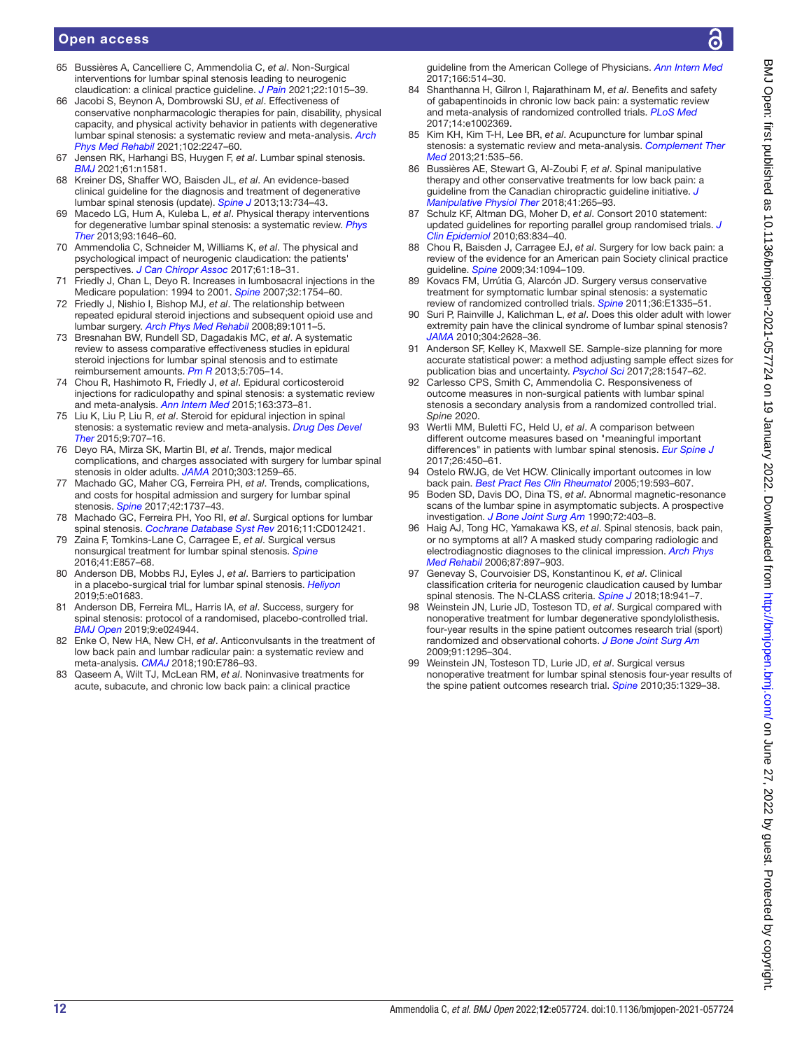65 Bussières A, Cancelliere C, Ammendolia C, *et al*. Non-Surgical interventions for lumbar spinal stenosis leading to neurogenic claudication: a clinical practice guideline. *J Pain* 2021;22:1015–39.
66 Jacobi S, Beynon A, Dombrowski SU, *et al*. Effectiveness of conservative nonpharmacologic therapies for pain, disability, physical capacity, and physical activity behavior in patients with degenerative lumbar spinal stenosis: a systematic review and meta-analysis. *Arch Phys Med Rehabil* 2021;102:2247–60.
67 Jensen RK, Harhangi BS, Huygen F, *et al*. Lumbar spinal stenosis. *BMJ* 2021;61:n1581.
68 Kreiner DS, Shaffer WO, Baisden JL, *et al*. An evidence-based clinical guideline for the diagnosis and treatment of degenerative lumbar spinal stenosis (update). *Spine J* 2013;13:734–43.
69 Macedo LG, Hum A, Kuleba L, *et al*. Physical therapy interventions for degenerative lumbar spinal stenosis: a systematic review. *Phys Ther* 2013;93:1646–60.
70 Ammendolia C, Schneider M, Williams K, *et al*. The physical and psychological impact of neurogenic claudication: the patients' perspectives. *J Can Chiropr Assoc* 2017;61:18–31.
71 Friedly J, Chan L, Deyo R. Increases in lumbosacral injections in the Medicare population: 1994 to 2001. *Spine* 2007;32:1754–60.
72 Friedly J, Nishio I, Bishop MJ, *et al*. The relationship between repeated epidural steroid injections and subsequent opioid use and lumbar surgery. *Arch Phys Med Rehabil* 2008;89:1011–5.
73 Bresnahan BW, Rundell SD, Dagadakis MC, *et al*. A systematic review to assess comparative effectiveness studies in epidural steroid injections for lumbar spinal stenosis and to estimate reimbursement amounts. *Pm R* 2013;5:705–14.
74 Chou R, Hashimoto R, Friedly J, *et al*. Epidural corticosteroid injections for radiculopathy and spinal stenosis: a systematic review and meta-analysis. *Ann Intern Med* 2015;163:373–81.
75 Liu K, Liu P, Liu R, *et al*. Steroid for epidural injection in spinal stenosis: a systematic review and meta-analysis. *Drug Des Devel Ther* 2015;9:707–16.
76 Deyo RA, Mirza SK, Martin BI, *et al*. Trends, major medical complications, and charges associated with surgery for lumbar spinal stenosis in older adults. *JAMA* 2010;303:1259–65.
77 Machado GC, Maher CG, Ferreira PH, *et al*. Trends, complications, and costs for hospital admission and surgery for lumbar spinal stenosis. *Spine* 2017;42:1737–43.
78 Machado GC, Ferreira PH, Yoo RI, *et al*. Surgical options for lumbar spinal stenosis. *Cochrane Database Syst Rev* 2016;11:CD012421.
79 Zaina F, Tomkins-Lane C, Carragee E, *et al*. Surgical versus nonsurgical treatment for lumbar spinal stenosis. *Spine* 2016;41:E857–68.
80 Anderson DB, Mobbs RJ, Eyles J, *et al*. Barriers to participation in a placebo-surgical trial for lumbar spinal stenosis. *Heliyon* 2019;5:e01683.
81 Anderson DB, Ferreira ML, Harris IA, *et al*. Success, surgery for spinal stenosis: protocol of a randomised, placebo-controlled trial. *BMJ Open* 2019;9:e024944.
82 Enke O, New HA, New CH, *et al*. Anticonvulsants in the treatment of low back pain and lumbar radicular pain: a systematic review and meta-analysis. *CMAJ* 2018;190:E786–93.
83 Qaseem A, Wilt TJ, McLean RM, *et al*. Noninvasive treatments for acute, subacute, and chronic low back pain: a clinical practice guideline from the American College of Physicians. *Ann Intern Med* 2017;166:514–30.
84 Shanthanna H, Gilron I, Rajarathinam M, *et al*. Benefits and safety of gabapentinoids in chronic low back pain: a systematic review and meta-analysis of randomized controlled trials. *PLoS Med* 2017;14:e1002369.
85 Kim KH, Kim T-H, Lee BR, *et al*. Acupuncture for lumbar spinal stenosis: a systematic review and meta-analysis. *Complement Ther Med* 2013;21:535–56.
86 Bussières AE, Stewart G, Al-Zoubi F, *et al*. Spinal manipulative therapy and other conservative treatments for low back pain: a guideline from the Canadian chiropractic guideline initiative. *J Manipulative Physiol Ther* 2018;41:265–93.
87 Schulz KF, Altman DG, Moher D, *et al*. Consort 2010 statement: updated guidelines for reporting parallel group randomised trials. *J Clin Epidemiol* 2010;63:834–40.
88 Chou R, Baisden J, Carragee EJ, *et al*. Surgery for low back pain: a review of the evidence for an American pain Society clinical practice guideline. *Spine* 2009;34:1094–109.
89 Kovacs FM, Urrútia G, Alarcón JD. Surgery versus conservative treatment for symptomatic lumbar spinal stenosis: a systematic review of randomized controlled trials. *Spine* 2011;36:E1335–51.
90 Suri P, Rainville J, Kalichman L, *et al*. Does this older adult with lower extremity pain have the clinical syndrome of lumbar spinal stenosis? *JAMA* 2010;304:2628–36.
91 Anderson SF, Kelley K, Maxwell SE. Sample-size planning for more accurate statistical power: a method adjusting sample effect sizes for publication bias and uncertainty. *Psychol Sci* 2017;28:1547–62.
92 Carlesso CPS, Smith C, Ammendolia C. Responsiveness of outcome measures in non-surgical patients with lumbar spinal stenosis a secondary analysis from a randomized controlled trial. *Spine* 2020.
93 Wertli MM, Buletti FC, Held U, *et al*. A comparison between different outcome measures based on "meaningful important differences" in patients with lumbar spinal stenosis. *Eur Spine J* 2017;26:450–61.
94 Ostelo RWJG, de Vet HCW. Clinically important outcomes in low back pain. *Best Pract Res Clin Rheumatol* 2005;19:593–607.
95 Boden SD, Davis DO, Dina TS, *et al*. Abnormal magnetic-resonance scans of the lumbar spine in asymptomatic subjects. A prospective investigation. *J Bone Joint Surg Am* 1990;72:403–8.
96 Haig AJ, Tong HC, Yamakawa KS, *et al*. Spinal stenosis, back pain, or no symptoms at all? A masked study comparing radiologic and electrodiagnostic diagnoses to the clinical impression. *Arch Phys Med Rehabil* 2006;87:897–903.
97 Genevay S, Courvoisier DS, Konstantinou K, *et al*. Clinical classification criteria for neurogenic claudication caused by lumbar spinal stenosis. The N-CLASS criteria. *Spine J* 2018;18:941–7.
98 Weinstein JN, Lurie JD, Tosteson TD, *et al*. Surgical compared with nonoperative treatment for lumbar degenerative spondylolisthesis. four-year results in the spine patient outcomes research trial (sport) randomized and observational cohorts. *J Bone Joint Surg Am* 2009;91:1295–304.
99 Weinstein JN, Tosteson TD, Lurie JD, *et al*. Surgical versus nonoperative treatment for lumbar spinal stenosis four-year results of the spine patient outcomes research trial. *Spine* 2010;35:1329–38.